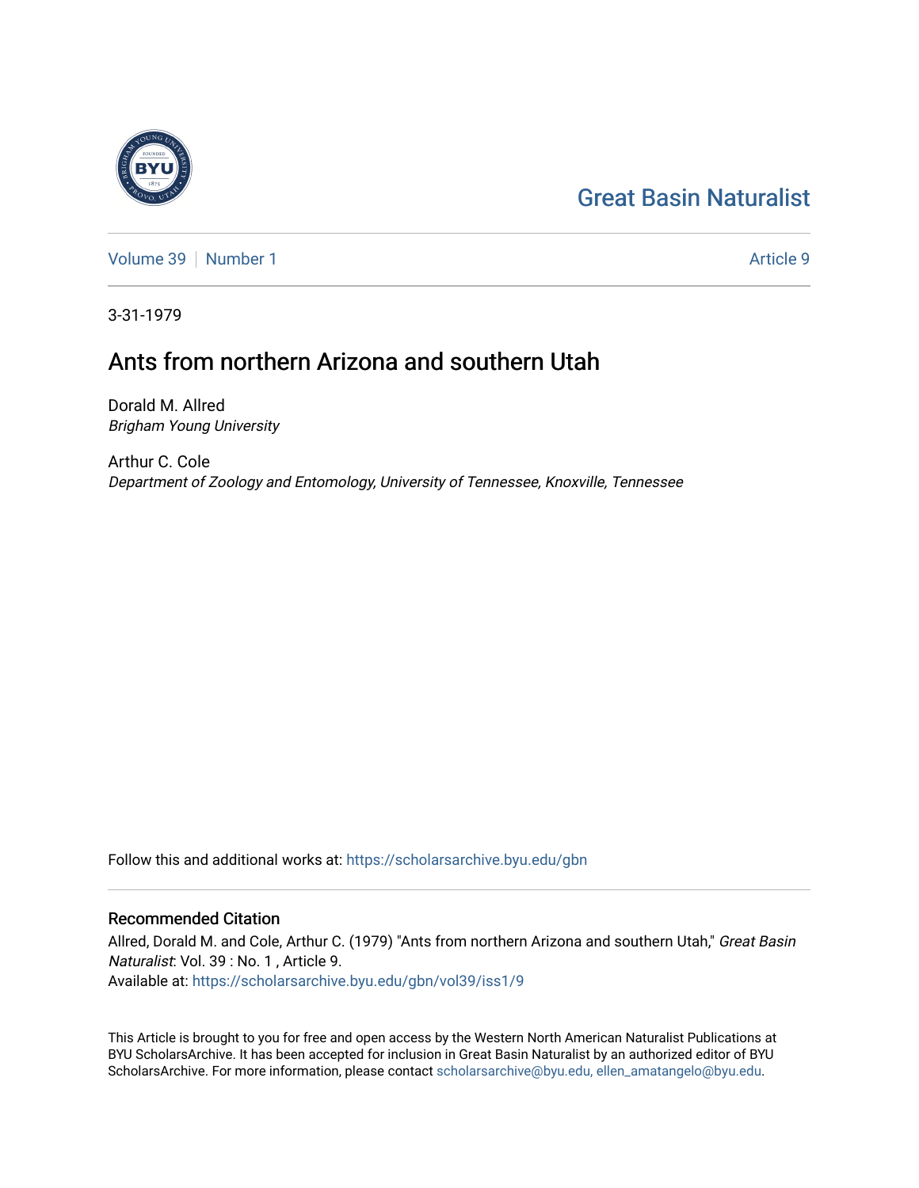Great Basin Naturalist

Volume 39 | Number 1 | Article 9

3-31-1979

# Ants from northern Arizona and southern Utah

Dorald M. Allred
*Brigham Young University*

Arthur C. Cole
*Department of Zoology and Entomology, University of Tennessee, Knoxville, Tennessee*

Follow this and additional works at: https://scholarsarchive.byu.edu/gbn

## Recommended Citation

Allred, Dorald M. and Cole, Arthur C. (1979) "Ants from northern Arizona and southern Utah," *Great Basin Naturalist*: Vol. 39 : No. 1 , Article 9.
Available at: https://scholarsarchive.byu.edu/gbn/vol39/iss1/9

This Article is brought to you for free and open access by the Western North American Naturalist Publications at BYU ScholarsArchive. It has been accepted for inclusion in Great Basin Naturalist by an authorized editor of BYU ScholarsArchive. For more information, please contact scholarsarchive@byu.edu, ellen_amatangelo@byu.edu.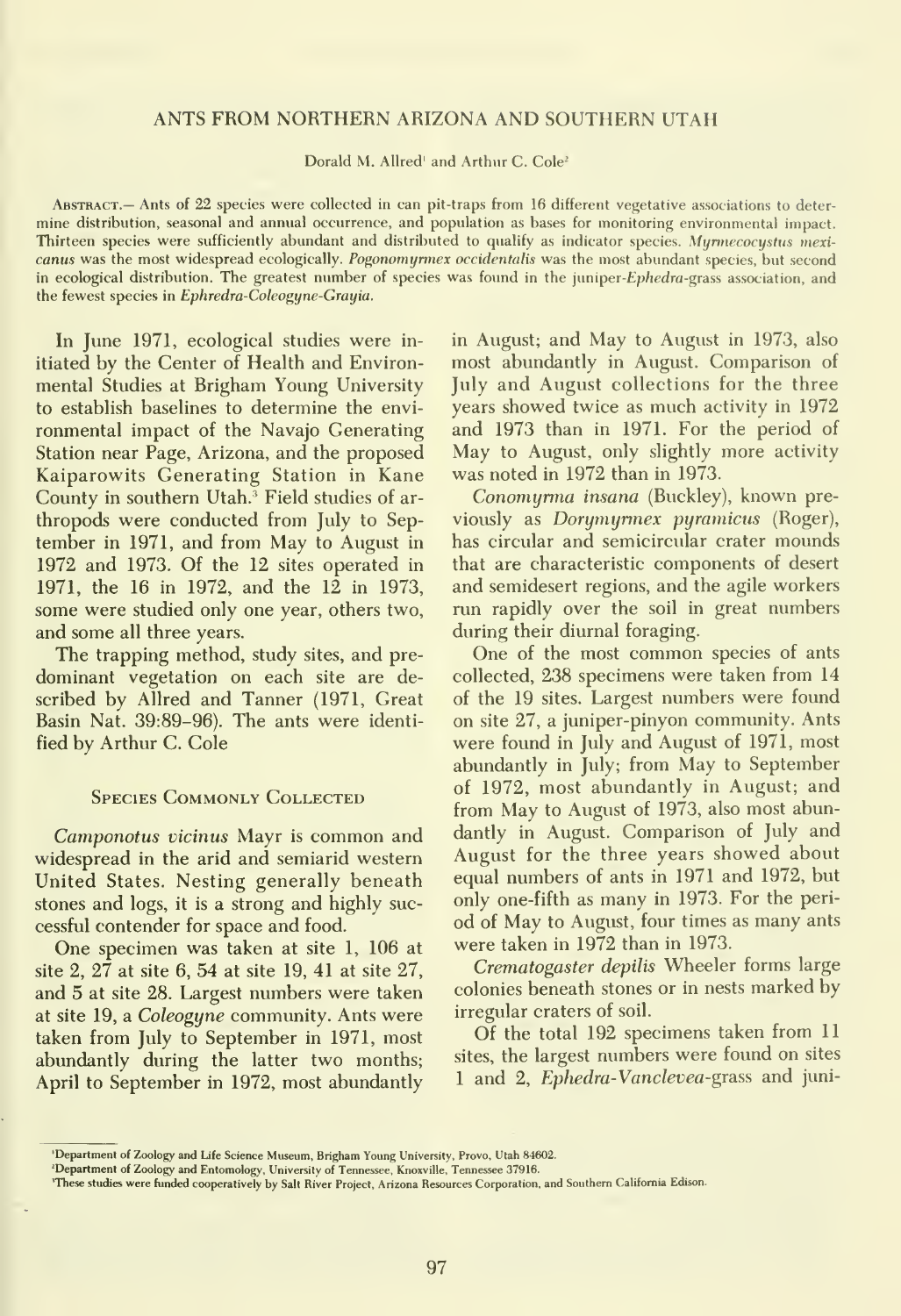# ANTS FROM NORTHERN ARIZONA AND SOUTHERN UTAH

Dorald M. Allred[1] and Arthur C. Cole[2]

Abstract.— Ants of 22 species were collected in can pit-traps from 16 different vegetative associations to determine distribution, seasonal and annual occurrence, and population as bases for monitoring environmental impact. Thirteen species were sufficiently abundant and distributed to qualify as indicator species. *Myrmecocystus mexicanus* was the most widespread ecologically. *Pogonomyrmex occidentalis* was the most abundant species, but second in ecological distribution. The greatest number of species was found in the juniper-*Ephedra*-grass association, and the fewest species in *Ephredra-Coleogyne-Grayia*.

In June 1971, ecological studies were initiated by the Center of Health and Environmental Studies at Brigham Young University to establish baselines to determine the environmental impact of the Navajo Generating Station near Page, Arizona, and the proposed Kaiparowits Generating Station in Kane County in southern Utah.[3] Field studies of arthropods were conducted from July to September in 1971, and from May to August in 1972 and 1973. Of the 12 sites operated in 1971, the 16 in 1972, and the 12 in 1973, some were studied only one year, others two, and some all three years.

The trapping method, study sites, and predominant vegetation on each site are described by Allred and Tanner (1971, Great Basin Nat. 39:89–96). The ants were identified by Arthur C. Cole

## Species Commonly Collected

*Camponotus vicinus* Mayr is common and widespread in the arid and semiarid western United States. Nesting generally beneath stones and logs, it is a strong and highly successful contender for space and food.

One specimen was taken at site 1, 106 at site 2, 27 at site 6, 54 at site 19, 41 at site 27, and 5 at site 28. Largest numbers were taken at site 19, a *Coleogyne* community. Ants were taken from July to September in 1971, most abundantly during the latter two months; April to September in 1972, most abundantly in August; and May to August in 1973, also most abundantly in August. Comparison of July and August collections for the three years showed twice as much activity in 1972 and 1973 than in 1971. For the period of May to August, only slightly more activity was noted in 1972 than in 1973.

*Conomyrma insana* (Buckley), known previously as *Dorymyrmex pyramicus* (Roger), has circular and semicircular crater mounds that are characteristic components of desert and semidesert regions, and the agile workers run rapidly over the soil in great numbers during their diurnal foraging.

One of the most common species of ants collected, 238 specimens were taken from 14 of the 19 sites. Largest numbers were found on site 27, a juniper-pinyon community. Ants were found in July and August of 1971, most abundantly in July; from May to September of 1972, most abundantly in August; and from May to August of 1973, also most abundantly in August. Comparison of July and August for the three years showed about equal numbers of ants in 1971 and 1972, but only one-fifth as many in 1973. For the period of May to August, four times as many ants were taken in 1972 than in 1973.

*Crematogaster depilis* Wheeler forms large colonies beneath stones or in nests marked by irregular craters of soil.

Of the total 192 specimens taken from 11 sites, the largest numbers were found on sites 1 and 2, *Ephedra-Vanclevea*-grass and juni-

[1] Department of Zoology and Life Science Museum, Brigham Young University, Provo, Utah 84602.

[2] Department of Zoology and Entomology, University of Tennessee, Knoxville, Tennessee 37916.

[3] These studies were funded cooperatively by Salt River Project, Arizona Resources Corporation, and Southern California Edison.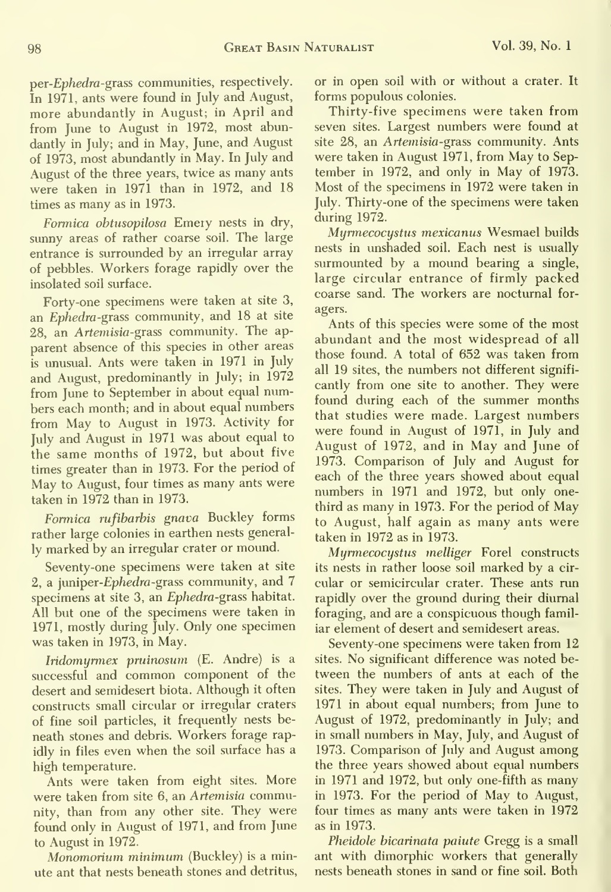per-*Ephedra*-grass communities, respectively. In 1971, ants were found in July and August, more abundantly in August; in April and from June to August in 1972, most abundantly in July; and in May, June, and August of 1973, most abundantly in May. In July and August of the three years, twice as many ants were taken in 1971 than in 1972, and 18 times as many as in 1973.

*Formica obtusopilosa* Emery nests in dry, sunny areas of rather coarse soil. The large entrance is surrounded by an irregular array of pebbles. Workers forage rapidly over the insolated soil surface.

Forty-one specimens were taken at site 3, an *Ephedra*-grass community, and 18 at site 28, an *Artemisia*-grass community. The apparent absence of this species in other areas is unusual. Ants were taken in 1971 in July and August, predominantly in July; in 1972 from June to September in about equal numbers each month; and in about equal numbers from May to August in 1973. Activity for July and August in 1971 was about equal to the same months of 1972, but about five times greater than in 1973. For the period of May to August, four times as many ants were taken in 1972 than in 1973.

*Formica rufibarbis gnava* Buckley forms rather large colonies in earthen nests generally marked by an irregular crater or mound.

Seventy-one specimens were taken at site 2, a juniper-*Ephedra*-grass community, and 7 specimens at site 3, an *Ephedra*-grass habitat. All but one of the specimens were taken in 1971, mostly during July. Only one specimen was taken in 1973, in May.

*Iridomyrmex pruinosum* (E. Andre) is a successful and common component of the desert and semidesert biota. Although it often constructs small circular or irregular craters of fine soil particles, it frequently nests beneath stones and debris. Workers forage rapidly in files even when the soil surface has a high temperature.

Ants were taken from eight sites. More were taken from site 6, an *Artemisia* community, than from any other site. They were found only in August of 1971, and from June to August in 1972.

*Monomorium minimum* (Buckley) is a minute ant that nests beneath stones and detritus, or in open soil with or without a crater. It forms populous colonies.

Thirty-five specimens were taken from seven sites. Largest numbers were found at site 28, an *Artemisia*-grass community. Ants were taken in August 1971, from May to September in 1972, and only in May of 1973. Most of the specimens in 1972 were taken in July. Thirty-one of the specimens were taken during 1972.

*Myrmecocystus mexicanus* Wesmael builds nests in unshaded soil. Each nest is usually surmounted by a mound bearing a single, large circular entrance of firmly packed coarse sand. The workers are nocturnal foragers.

Ants of this species were some of the most abundant and the most widespread of all those found. A total of 652 was taken from all 19 sites, the numbers not different significantly from one site to another. They were found during each of the summer months that studies were made. Largest numbers were found in August of 1971, in July and August of 1972, and in May and June of 1973. Comparison of July and August for each of the three years showed about equal numbers in 1971 and 1972, but only one-third as many in 1973. For the period of May to August, half again as many ants were taken in 1972 as in 1973.

*Myrmecocystus melliger* Forel constructs its nests in rather loose soil marked by a circular or semicircular crater. These ants run rapidly over the ground during their diurnal foraging, and are a conspicuous though familiar element of desert and semidesert areas.

Seventy-one specimens were taken from 12 sites. No significant difference was noted between the numbers of ants at each of the sites. They were taken in July and August of 1971 in about equal numbers; from June to August of 1972, predominantly in July; and in small numbers in May, July, and August of 1973. Comparison of July and August among the three years showed about equal numbers in 1971 and 1972, but only one-fifth as many in 1973. For the period of May to August, four times as many ants were taken in 1972 as in 1973.

*Pheidole bicarinata paiute* Gregg is a small ant with dimorphic workers that generally nests beneath stones in sand or fine soil. Both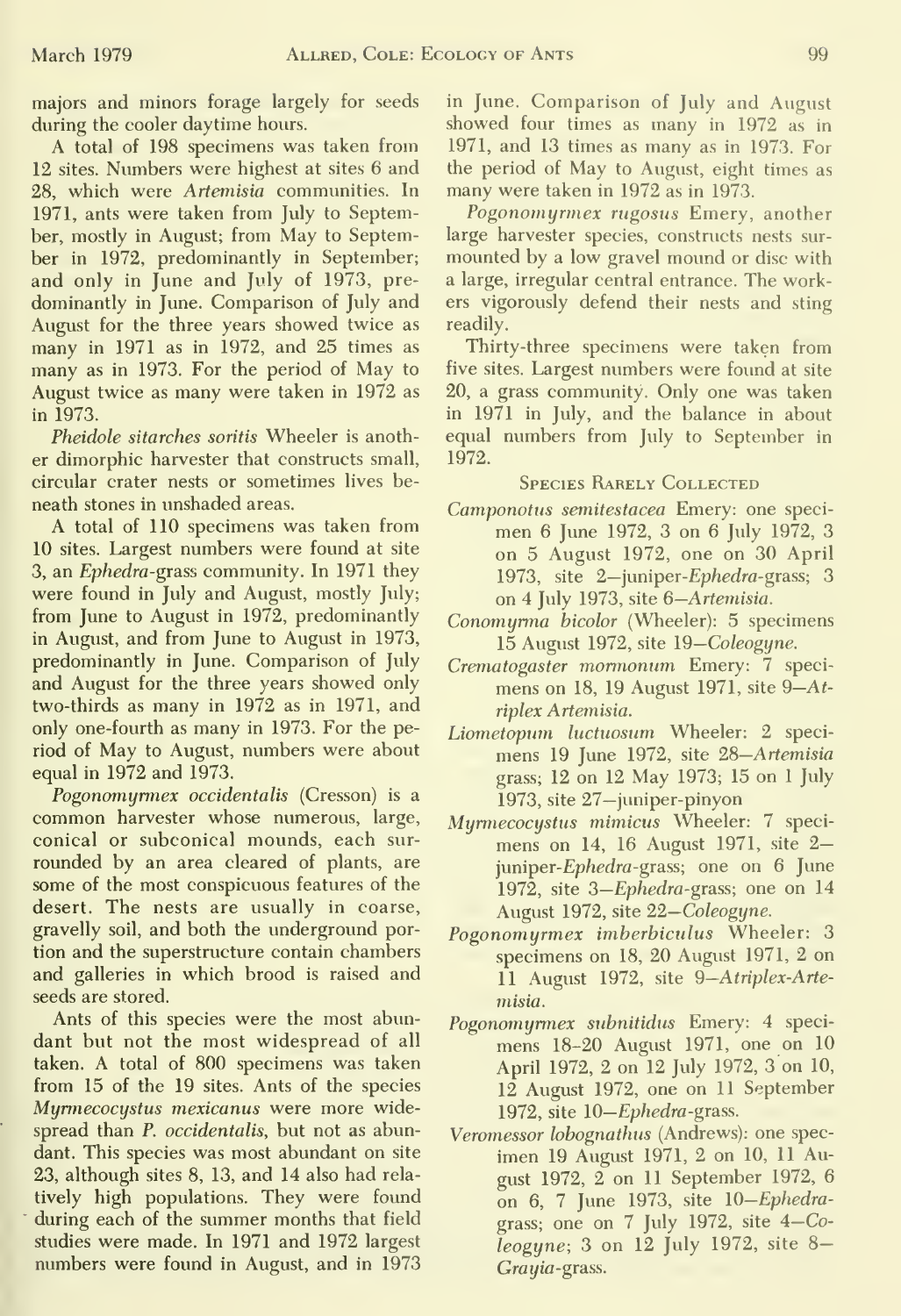majors and minors forage largely for seeds during the cooler daytime hours.

A total of 198 specimens was taken from 12 sites. Numbers were highest at sites 6 and 28, which were *Artemisia* communities. In 1971, ants were taken from July to September, mostly in August; from May to September in 1972, predominantly in September; and only in June and July of 1973, predominantly in June. Comparison of July and August for the three years showed twice as many in 1971 as in 1972, and 25 times as many as in 1973. For the period of May to August twice as many were taken in 1972 as in 1973.

*Pheidole sitarches soritis* Wheeler is another dimorphic harvester that constructs small, circular crater nests or sometimes lives beneath stones in unshaded areas.

A total of 110 specimens was taken from 10 sites. Largest numbers were found at site 3, an *Ephedra*-grass community. In 1971 they were found in July and August, mostly July; from June to August in 1972, predominantly in August, and from June to August in 1973, predominantly in June. Comparison of July and August for the three years showed only two-thirds as many in 1972 as in 1971, and only one-fourth as many in 1973. For the period of May to August, numbers were about equal in 1972 and 1973.

*Pogonomyrmex occidentalis* (Cresson) is a common harvester whose numerous, large, conical or subconical mounds, each surrounded by an area cleared of plants, are some of the most conspicuous features of the desert. The nests are usually in coarse, gravelly soil, and both the underground portion and the superstructure contain chambers and galleries in which brood is raised and seeds are stored.

Ants of this species were the most abundant but not the most widespread of all taken. A total of 800 specimens was taken from 15 of the 19 sites. Ants of the species *Myrmecocystus mexicanus* were more widespread than *P. occidentalis*, but not as abundant. This species was most abundant on site 23, although sites 8, 13, and 14 also had relatively high populations. They were found during each of the summer months that field studies were made. In 1971 and 1972 largest numbers were found in August, and in 1973 in June. Comparison of July and August showed four times as many in 1972 as in 1971, and 13 times as many as in 1973. For the period of May to August, eight times as many were taken in 1972 as in 1973.

*Pogonomyrmex rugosus* Emery, another large harvester species, constructs nests surmounted by a low gravel mound or disc with a large, irregular central entrance. The workers vigorously defend their nests and sting readily.

Thirty-three specimens were taken from five sites. Largest numbers were found at site 20, a grass community. Only one was taken in 1971 in July, and the balance in about equal numbers from July to September in 1972.

### Species Rarely Collected

- *Camponotus semitestacea* Emery: one specimen 6 June 1972, 3 on 6 July 1972, 3 on 5 August 1972, one on 30 April 1973, site 2—juniper-*Ephedra*-grass; 3 on 4 July 1973, site 6—*Artemisia*.
- *Conomyrma bicolor* (Wheeler): 5 specimens 15 August 1972, site 19—*Coleogyne*.
- *Crematogaster mormonum* Emery: 7 specimens on 18, 19 August 1971, site 9—*Atriplex Artemisia*.
- *Liometopum luctuosum* Wheeler: 2 specimens 19 June 1972, site 28—*Artemisia* grass; 12 on 12 May 1973; 15 on 1 July 1973, site 27—juniper-pinyon
- *Myrmecocystus mimicus* Wheeler: 7 specimens on 14, 16 August 1971, site 2—juniper-*Ephedra*-grass; one on 6 June 1972, site 3—*Ephedra*-grass; one on 14 August 1972, site 22—*Coleogyne*.
- *Pogonomyrmex imberbiculus* Wheeler: 3 specimens on 18, 20 August 1971, 2 on 11 August 1972, site 9—*Atriplex-Artemisia*.
- *Pogonomyrmex subnitidus* Emery: 4 specimens 18–20 August 1971, one on 10 April 1972, 2 on 12 July 1972, 3 on 10, 12 August 1972, one on 11 September 1972, site 10—*Ephedra*-grass.
- *Veromessor lobognathus* (Andrews): one specimen 19 August 1971, 2 on 10, 11 August 1972, 2 on 11 September 1972, 6 on 6, 7 June 1973, site 10—*Ephedra*-grass; one on 7 July 1972, site 4—*Coleogyne*; 3 on 12 July 1972, site 8—*Grayia*-grass.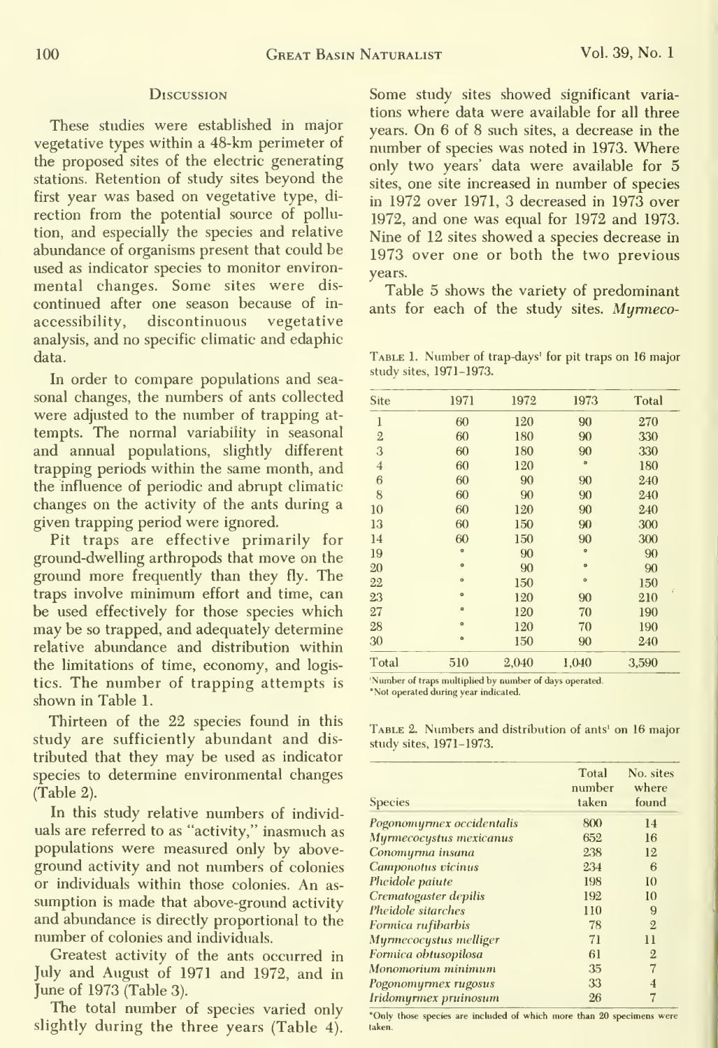## Discussion

These studies were established in major vegetative types within a 48-km perimeter of the proposed sites of the electric generating stations. Retention of study sites beyond the first year was based on vegetative type, direction from the potential source of pollution, and especially the species and relative abundance of organisms present that could be used as indicator species to monitor environmental changes. Some sites were discontinued after one season because of inaccessibility, discontinuous vegetative analysis, and no specific climatic and edaphic data.

In order to compare populations and seasonal changes, the numbers of ants collected were adjusted to the number of trapping attempts. The normal variability in seasonal and annual populations, slightly different trapping periods within the same month, and the influence of periodic and abrupt climatic changes on the activity of the ants during a given trapping period were ignored.

Pit traps are effective primarily for ground-dwelling arthropods that move on the ground more frequently than they fly. The traps involve minimum effort and time, can be used effectively for those species which may be so trapped, and adequately determine relative abundance and distribution within the limitations of time, economy, and logistics. The number of trapping attempts is shown in Table 1.

Thirteen of the 22 species found in this study are sufficiently abundant and distributed that they may be used as indicator species to determine environmental changes (Table 2).

In this study relative numbers of individuals are referred to as "activity," inasmuch as populations were measured only by above-ground activity and not numbers of colonies or individuals within those colonies. An assumption is made that above-ground activity and abundance is directly proportional to the number of colonies and individuals.

Greatest activity of the ants occurred in July and August of 1971 and 1972, and in June of 1973 (Table 3).

The total number of species varied only slightly during the three years (Table 4). Some study sites showed significant variations where data were available for all three years. On 6 of 8 such sites, a decrease in the number of species was noted in 1973. Where only two years' data were available for 5 sites, one site increased in number of species in 1972 over 1971, 3 decreased in 1973 over 1972, and one was equal for 1972 and 1973. Nine of 12 sites showed a species decrease in 1973 over one or both the two previous years.

Table 5 shows the variety of predominant ants for each of the study sites. *Myrmeco-*

Table 1. Number of trap-days[1] for pit traps on 16 major study sites, 1971–1973.

| Site | 1971 | 1972 | 1973 | Total |
|---|---|---|---|---|
| 1 | 60 | 120 | 90 | 270 |
| 2 | 60 | 180 | 90 | 330 |
| 3 | 60 | 180 | 90 | 330 |
| 4 | 60 | 120 | * | 180 |
| 6 | 60 | 90 | 90 | 240 |
| 8 | 60 | 90 | 90 | 240 |
| 10 | 60 | 120 | 90 | 240 |
| 13 | 60 | 150 | 90 | 300 |
| 14 | 60 | 150 | 90 | 300 |
| 19 | * | 90 | * | 90 |
| 20 | * | 90 | * | 90 |
| 22 | * | 150 | * | 150 |
| 23 | * | 120 | 90 | 210 |
| 27 | * | 120 | 70 | 190 |
| 28 | * | 120 | 70 | 190 |
| 30 | * | 150 | 90 | 240 |
| Total | 510 | 2,040 | 1,040 | 3,590 |

[1]Number of traps multiplied by number of days operated.
*Not operated during year indicated.

Table 2. Numbers and distribution of ants[1] on 16 major study sites, 1971–1973.

| Species | Total number taken | No. sites where found |
|---|---|---|
| *Pogonomyrmex occidentalis* | 800 | 14 |
| *Myrmecocystus mexicanus* | 652 | 16 |
| *Conomyrma insana* | 238 | 12 |
| *Camponotus vicinus* | 234 | 6 |
| *Pheidole paiute* | 198 | 10 |
| *Crematogaster depilis* | 192 | 10 |
| *Pheidole sitarches* | 110 | 9 |
| *Formica rufibarbis* | 78 | 2 |
| *Myrmecocystus melliger* | 71 | 11 |
| *Formica obtusopilosa* | 61 | 2 |
| *Monomorium minimum* | 35 | 7 |
| *Pogonomyrmex rugosus* | 33 | 4 |
| *Iridomyrmex pruinosum* | 26 | 7 |

[1]Only those species are included of which more than 20 specimens were taken.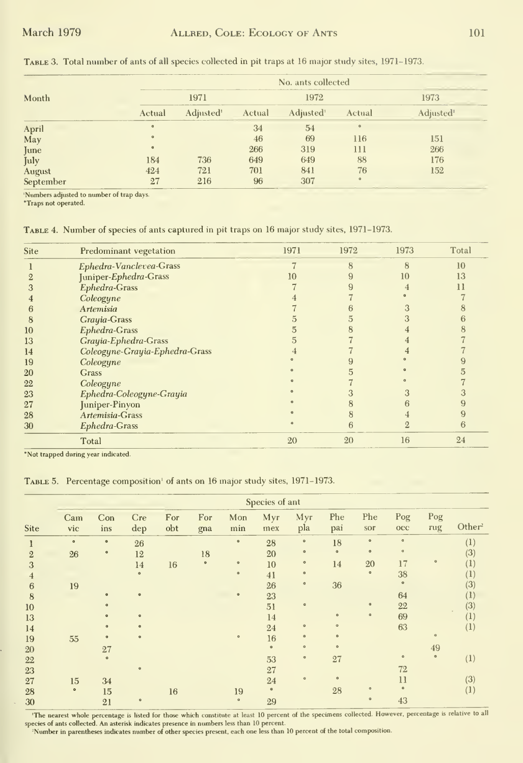TABLE 3. Total number of ants of all species collected in pit traps at 16 major study sites, 1971–1973.

| Month | No. ants collected | | | | | |
|---|---|---|---|---|---|---|
| | 1971 | | 1972 | | 1973 | |
| | Actual | Adjusted[1] | Actual | Adjusted[1] | Actual | Adjusted[1] |
| April | * | | 34 | 54 | * | |
| May | * | | 46 | 69 | 116 | 151 |
| June | * | | 266 | 319 | 111 | 266 |
| July | 184 | 736 | 649 | 649 | 88 | 176 |
| August | 424 | 721 | 701 | 841 | 76 | 152 |
| September | 27 | 216 | 96 | 307 | * | |

[1]Numbers adjusted to number of trap days.
*Traps not operated.

TABLE 4. Number of species of ants captured in pit traps on 16 major study sites, 1971–1973.

| Site | Predominant vegetation | 1971 | 1972 | 1973 | Total |
|---|---|---|---|---|---|
| 1 | *Ephedra-Vanclevea*-Grass | 7 | 8 | 8 | 10 |
| 2 | Juniper-*Ephedra*-Grass | 10 | 9 | 10 | 13 |
| 3 | *Ephedra*-Grass | 7 | 9 | 4 | 11 |
| 4 | *Coleogyne* | 4 | 7 | * | 7 |
| 6 | *Artemisia* | 7 | 6 | 3 | 8 |
| 8 | *Grayia*-Grass | 5 | 5 | 3 | 6 |
| 10 | *Ephedra*-Grass | 5 | 8 | 4 | 8 |
| 13 | *Grayia-Ephedra*-Grass | 5 | 7 | 4 | 7 |
| 14 | *Coleogyne-Grayia-Ephedra*-Grass | 4 | 7 | 4 | 7 |
| 19 | *Coleogyne* | * | 9 | * | 9 |
| 20 | Grass | * | 5 | * | 5 |
| 22 | *Coleogyne* | * | 7 | * | 7 |
| 23 | *Ephedra-Coleogyne-Grayia* | * | 3 | 3 | 3 |
| 27 | Juniper-Pinyon | * | 8 | 6 | 9 |
| 28 | *Artemisia*-Grass | * | 8 | 4 | 9 |
| 30 | *Ephedra*-Grass | * | 6 | 2 | 6 |
| | Total | 20 | 20 | 16 | 24 |

*Not trapped during year indicated.

TABLE 5. Percentage composition[1] of ants on 16 major study sites, 1971–1973.

| Site | Species of ant | | | | | | | | | | | | |
|---|---|---|---|---|---|---|---|---|---|---|---|---|---|
| | Cam vic | Con ins | Cre dep | For obt | For gna | Mon min | Myr mex | Myr pla | Phe pai | Phe sor | Pog occ | Pog rug | Other[2] |
| 1 | * | * | 26 | | | * | 28 | * | 18 | * | * | | (1) |
| 2 | 26 | * | 12 | | 18 | | 20 | * | * | * | * | | (3) |
| 3 | | | 14 | 16 | * | * | 10 | * | 14 | 20 | 17 | * | (1) |
| 4 | | | * | | | * | 41 | * | | * | 38 | | (1) |
| 6 | 19 | | | | | | 26 | * | 36 | | * | | (3) |
| 8 | | * | * | | | * | 23 | | | | 64 | | (1) |
| 10 | | * | | | | | 51 | * | | * | 22 | | (3) |
| 13 | | * | * | | | | 14 | | * | * | 69 | | (1) |
| 14 | | * | * | | | | 24 | * | * | | 63 | | (1) |
| 19 | 55 | * | * | | | * | 16 | * | * | | | * | |
| 20 | | 27 | | | | | * | * | * | | | 49 | |
| 22 | | * | | | | | 53 | * | 27 | | * | * | (1) |
| 23 | | | * | | | | 27 | | | | 72 | | |
| 27 | 15 | 34 | | | | | 24 | * | * | | 11 | | (3) |
| 28 | * | 15 | | 16 | | 19 | * | | 28 | * | * | | (1) |
| 30 | | 21 | * | | | * | 29 | | | * | 43 | | |

[1]The nearest whole percentage is listed for those which constitute at least 10 percent of the specimens collected. However, percentage is relative to all species of ants collected. An asterisk indicates presence in numbers less than 10 percent.
[2]Number in parentheses indicates number of other species present, each one less than 10 percent of the total composition.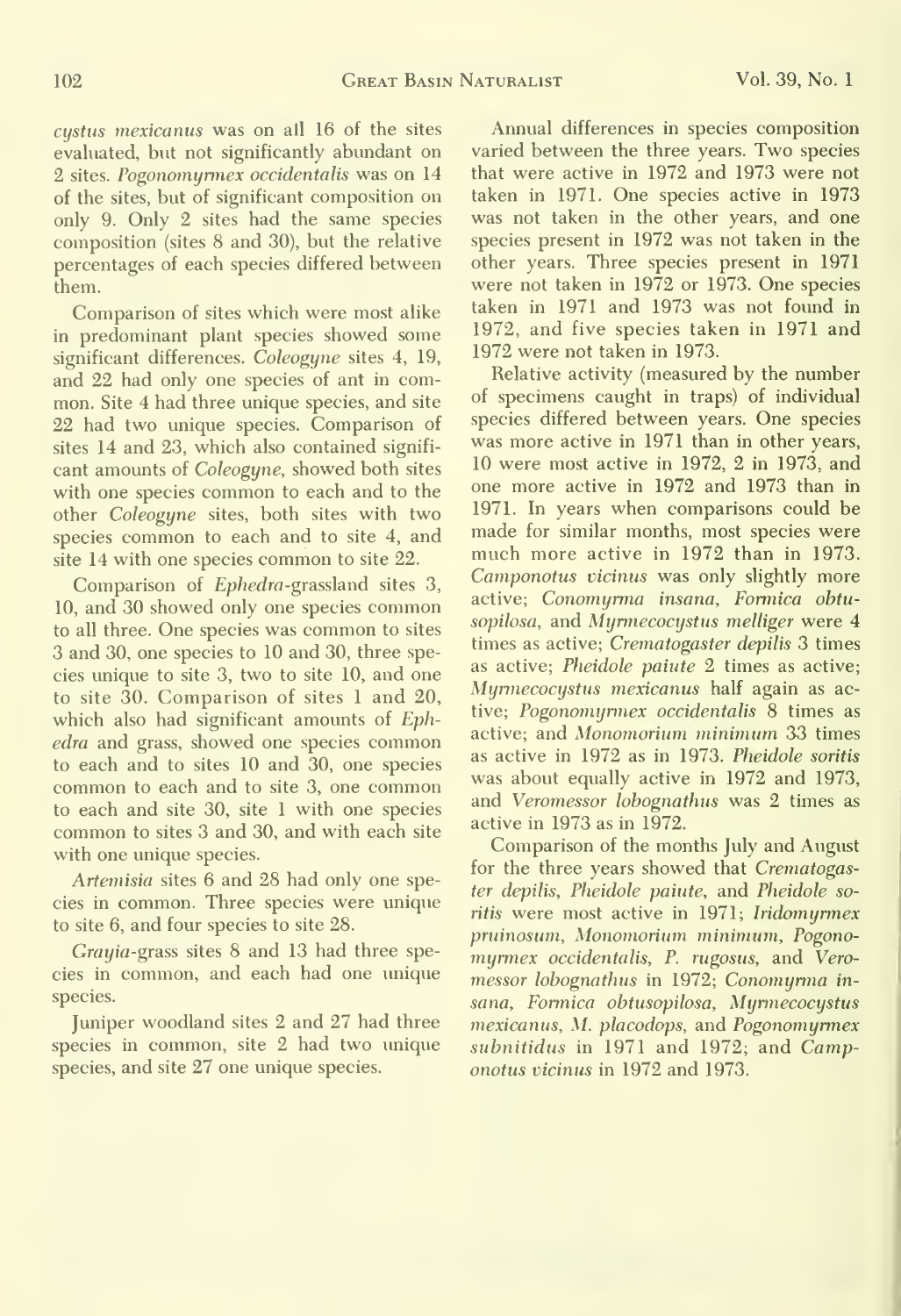*cystus mexicanus* was on all 16 of the sites evaluated, but not significantly abundant on 2 sites. *Pogonomyrmex occidentalis* was on 14 of the sites, but of significant composition on only 9. Only 2 sites had the same species composition (sites 8 and 30), but the relative percentages of each species differed between them.

Comparison of sites which were most alike in predominant plant species showed some significant differences. *Coleogyne* sites 4, 19, and 22 had only one species of ant in common. Site 4 had three unique species, and site 22 had two unique species. Comparison of sites 14 and 23, which also contained significant amounts of *Coleogyne*, showed both sites with one species common to each and to the other *Coleogyne* sites, both sites with two species common to each and to site 4, and site 14 with one species common to site 22.

Comparison of *Ephedra*-grassland sites 3, 10, and 30 showed only one species common to all three. One species was common to sites 3 and 30, one species to 10 and 30, three species unique to site 3, two to site 10, and one to site 30. Comparison of sites 1 and 20, which also had significant amounts of *Ephedra* and grass, showed one species common to each and to sites 10 and 30, one species common to each and to site 3, one common to each and site 30, site 1 with one species common to sites 3 and 30, and with each site with one unique species.

*Artemisia* sites 6 and 28 had only one species in common. Three species were unique to site 6, and four species to site 28.

*Grayia*-grass sites 8 and 13 had three species in common, and each had one unique species.

Juniper woodland sites 2 and 27 had three species in common, site 2 had two unique species, and site 27 one unique species.

Annual differences in species composition varied between the three years. Two species that were active in 1972 and 1973 were not taken in 1971. One species active in 1973 was not taken in the other years, and one species present in 1972 was not taken in the other years. Three species present in 1971 were not taken in 1972 or 1973. One species taken in 1971 and 1973 was not found in 1972, and five species taken in 1971 and 1972 were not taken in 1973.

Relative activity (measured by the number of specimens caught in traps) of individual species differed between years. One species was more active in 1971 than in other years, 10 were most active in 1972, 2 in 1973, and one more active in 1972 and 1973 than in 1971. In years when comparisons could be made for similar months, most species were much more active in 1972 than in 1973. *Camponotus vicinus* was only slightly more active; *Conomyrma insana*, *Formica obtusopilosa*, and *Myrmecocystus melliger* were 4 times as active; *Crematogaster depilis* 3 times as active; *Pheidole paiute* 2 times as active; *Myrmecocystus mexicanus* half again as active; *Pogonomyrmex occidentalis* 8 times as active; and *Monomorium minimum* 33 times as active in 1972 as in 1973. *Pheidole soritis* was about equally active in 1972 and 1973, and *Veromessor lobognathus* was 2 times as active in 1973 as in 1972.

Comparison of the months July and August for the three years showed that *Crematogaster depilis*, *Pheidole paiute*, and *Pheidole soritis* were most active in 1971; *Iridomyrmex pruinosum*, *Monomorium minimum*, *Pogonomyrmex occidentalis*, *P. rugosus*, and *Veromessor lobognathus* in 1972; *Conomyrma insana*, *Formica obtusopilosa*, *Myrmecocystus mexicanus*, *M. placodops*, and *Pogonomyrmex subnitidus* in 1971 and 1972; and *Camponotus vicinus* in 1972 and 1973.